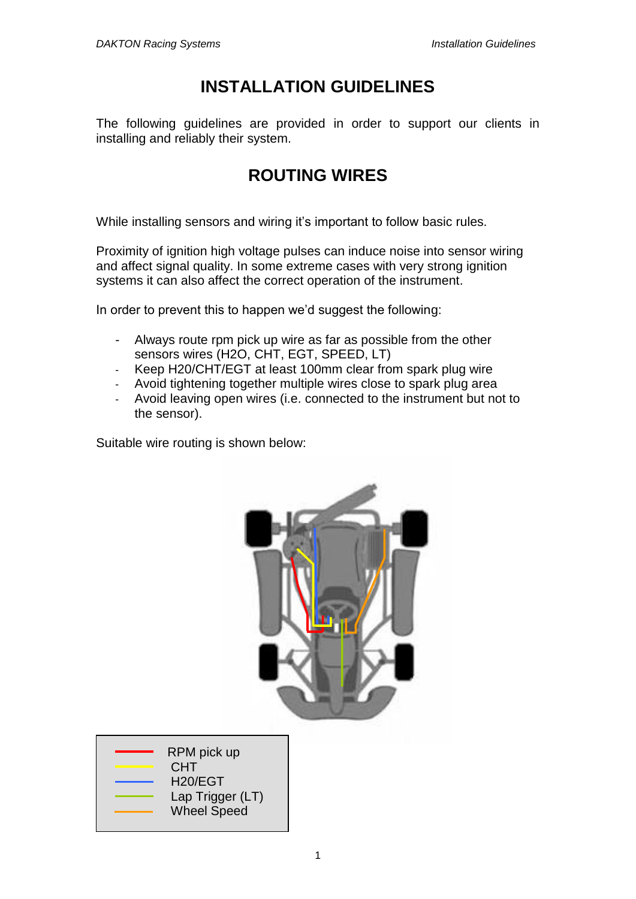# INSTALLATION GUIDELINES

The following guidelines are provided in order to support our clients in installing and reliably their system.

## ROUTING WIRES

While installing sensors and wiring it's important to follow basic rules.

Proximity of ignition high voltage pulses can induce noise into sensor wiring and affect signal quality. In some extreme cases with very strong ignition systems it can also affect the correct operation of the instrument.

In order to prevent this to happen we'd suggest the following:

- Always route rpm pick up wire as far as possible from the other sensors wires (H2O, CHT, EGT, SPEED, LT)
- Keep H20/CHT/EGT at least 100mm clear from spark plug wire
- Avoid tightening together multiple wires close to spark plug area
- Avoid leaving open wires (i.e. connected to the instrument but not to the sensor).

Suitable wire routing is shown below:

- RPM pick up
- CHT
- H20/EGT
- Lap Trigger (LT)
- Wheel Speed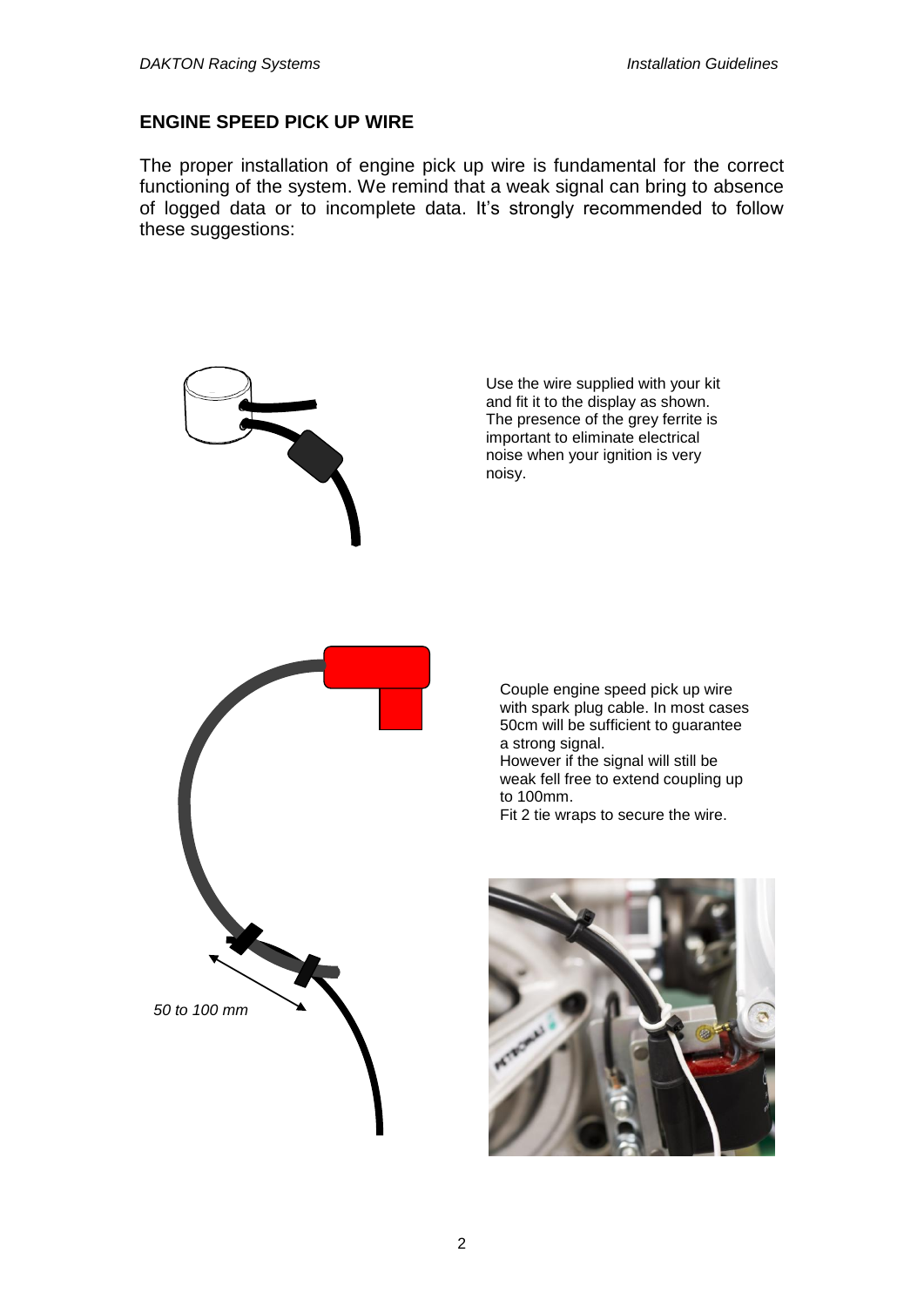## ENGINE SPEED PICK UP WIRE

The proper installation of engine pick up wire is fundamental for the correct functioning of the system. We remind that a weak signal can bring to absence of logged data or to incomplete data. It's strongly recommended to follow these suggestions:

Use the wire supplied with your kit and fit it to the display as shown. The presence of the grey ferrite is important to eliminate electrical noise when your ignition is very noisy.

Couple engine speed pick up wire with spark plug cable. In most cases 50cm will be sufficient to guarantee a strong signal.
However if the signal will still be weak fell free to extend coupling up to 100mm.
Fit 2 tie wraps to secure the wire.

*50 to 100 mm*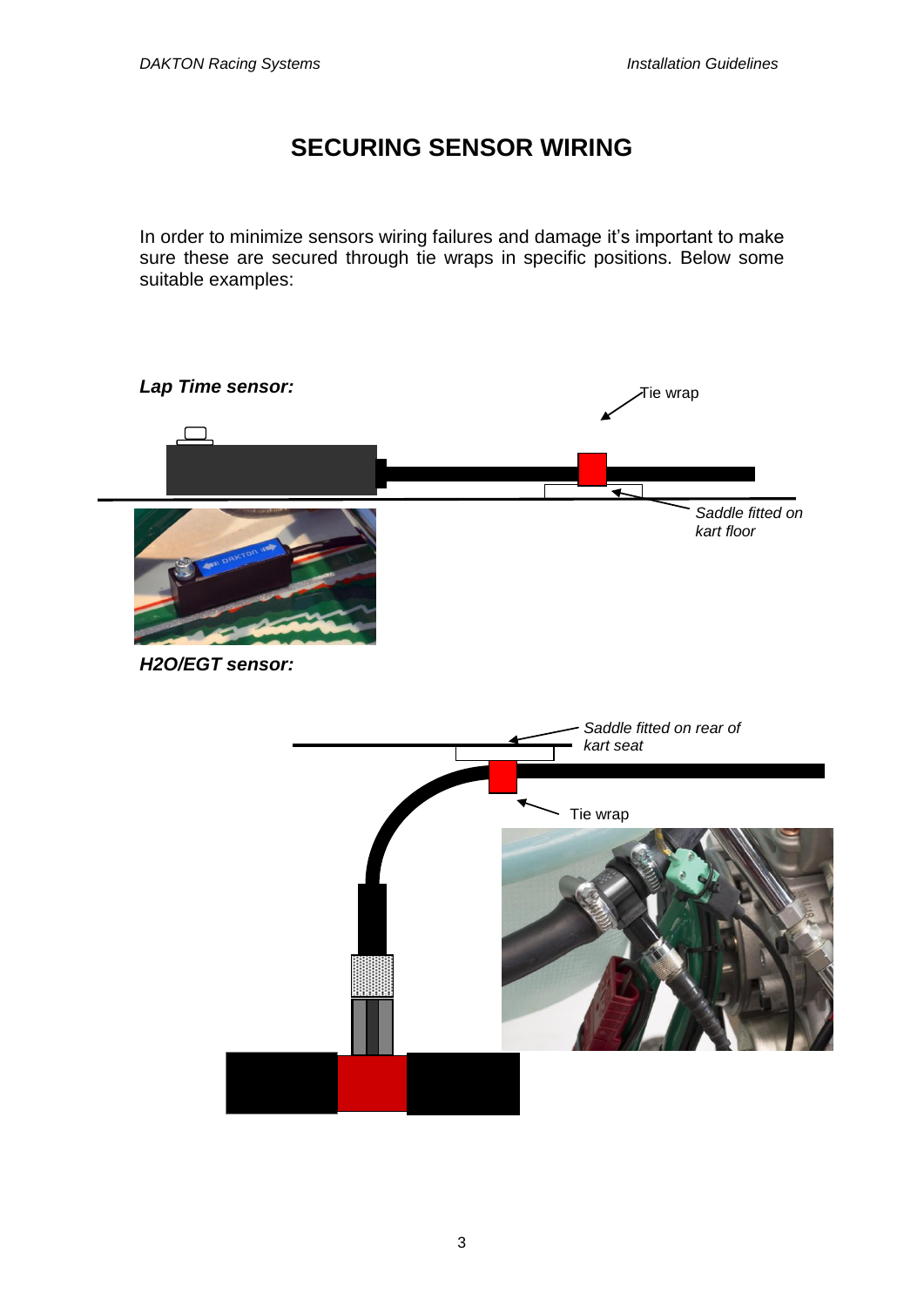# SECURING SENSOR WIRING

In order to minimize sensors wiring failures and damage it's important to make sure these are secured through tie wraps in specific positions. Below some suitable examples:

***Lap Time sensor:***

Tie wrap

*Saddle fitted on kart floor*

***H2O/EGT sensor:***

*Saddle fitted on rear of kart seat*

Tie wrap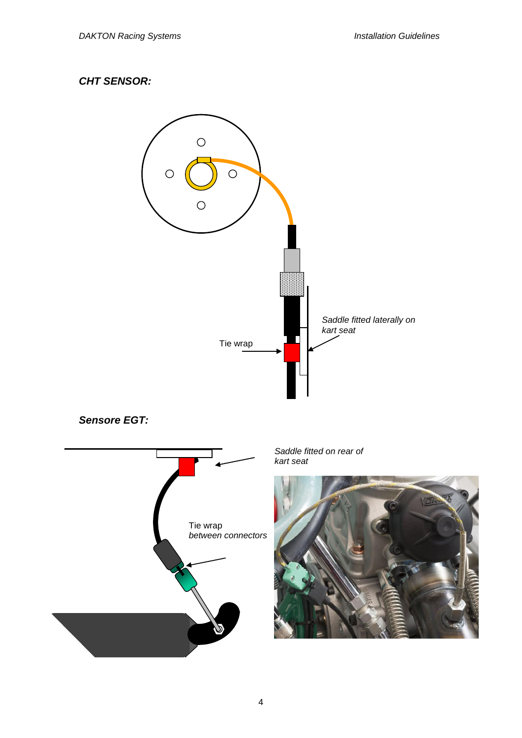***CHT SENSOR:***

*Saddle fitted laterally on kart seat*

Tie wrap

***Sensore EGT:***

*Saddle fitted on rear of kart seat*

Tie wrap
*between connectors*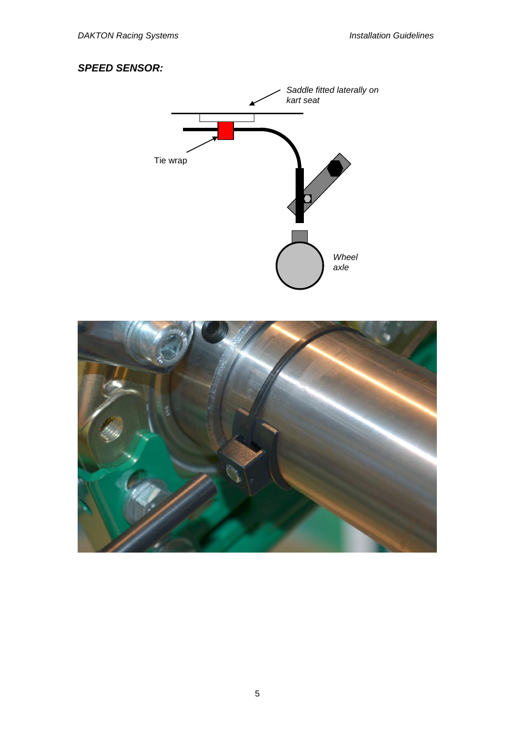## *SPEED SENSOR:*

*Saddle fitted laterally on kart seat*

Tie wrap

*Wheel axle*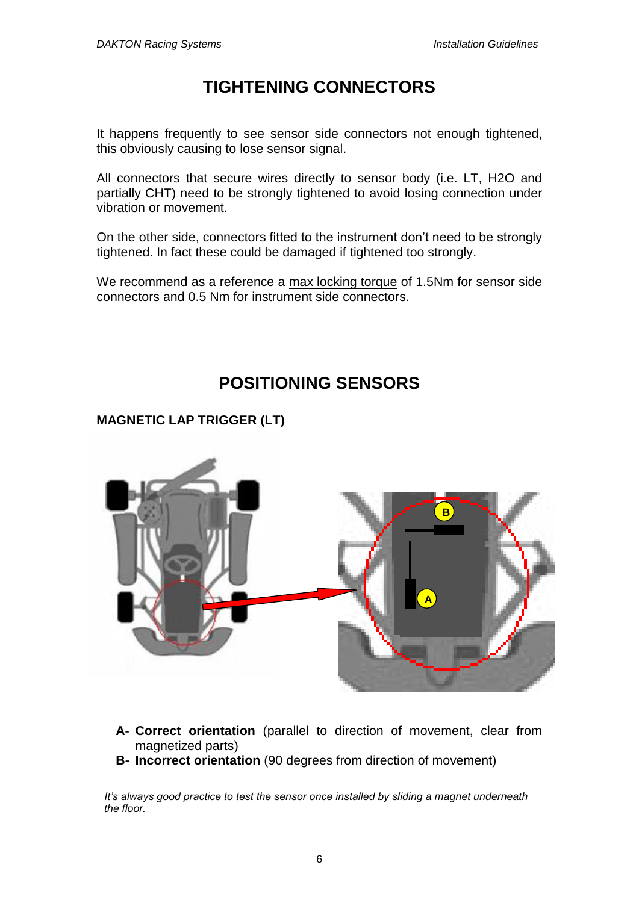# TIGHTENING CONNECTORS

It happens frequently to see sensor side connectors not enough tightened, this obviously causing to lose sensor signal.

All connectors that secure wires directly to sensor body (i.e. LT, H2O and partially CHT) need to be strongly tightened to avoid losing connection under vibration or movement.

On the other side, connectors fitted to the instrument don't need to be strongly tightened. In fact these could be damaged if tightened too strongly.

We recommend as a reference a max locking torque of 1.5Nm for sensor side connectors and 0.5 Nm for instrument side connectors.

# POSITIONING SENSORS

## MAGNETIC LAP TRIGGER (LT)

- **A- Correct orientation** (parallel to direction of movement, clear from magnetized parts)
- **B- Incorrect orientation** (90 degrees from direction of movement)

*It's always good practice to test the sensor once installed by sliding a magnet underneath the floor.*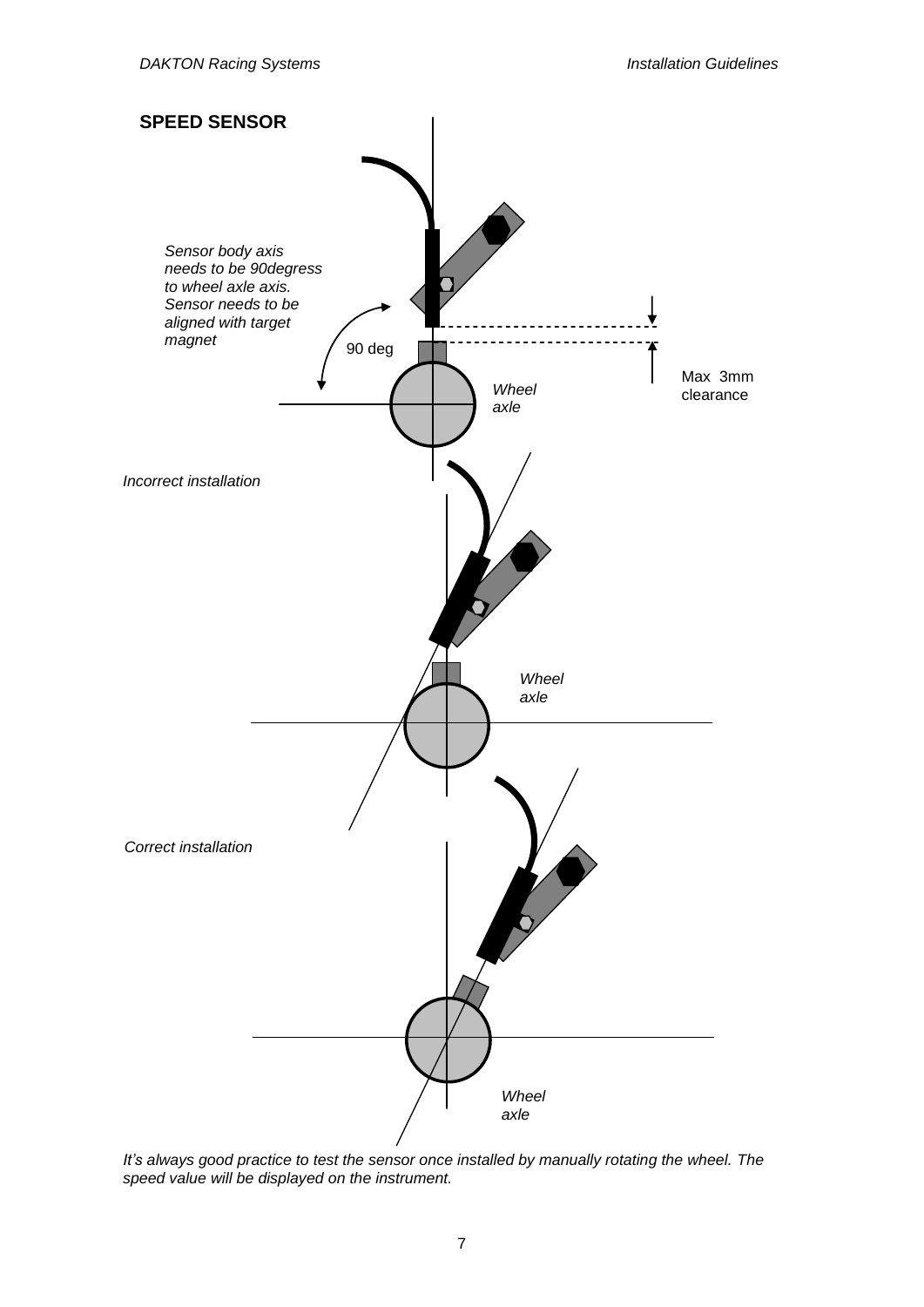## SPEED SENSOR

*Sensor body axis needs to be 90degress to wheel axle axis. Sensor needs to be aligned with target magnet*

90 deg

Max 3mm clearance

*Wheel axle*

*Incorrect installation*

*Wheel axle*

*Correct installation*

*Wheel axle*

*It's always good practice to test the sensor once installed by manually rotating the wheel. The speed value will be displayed on the instrument.*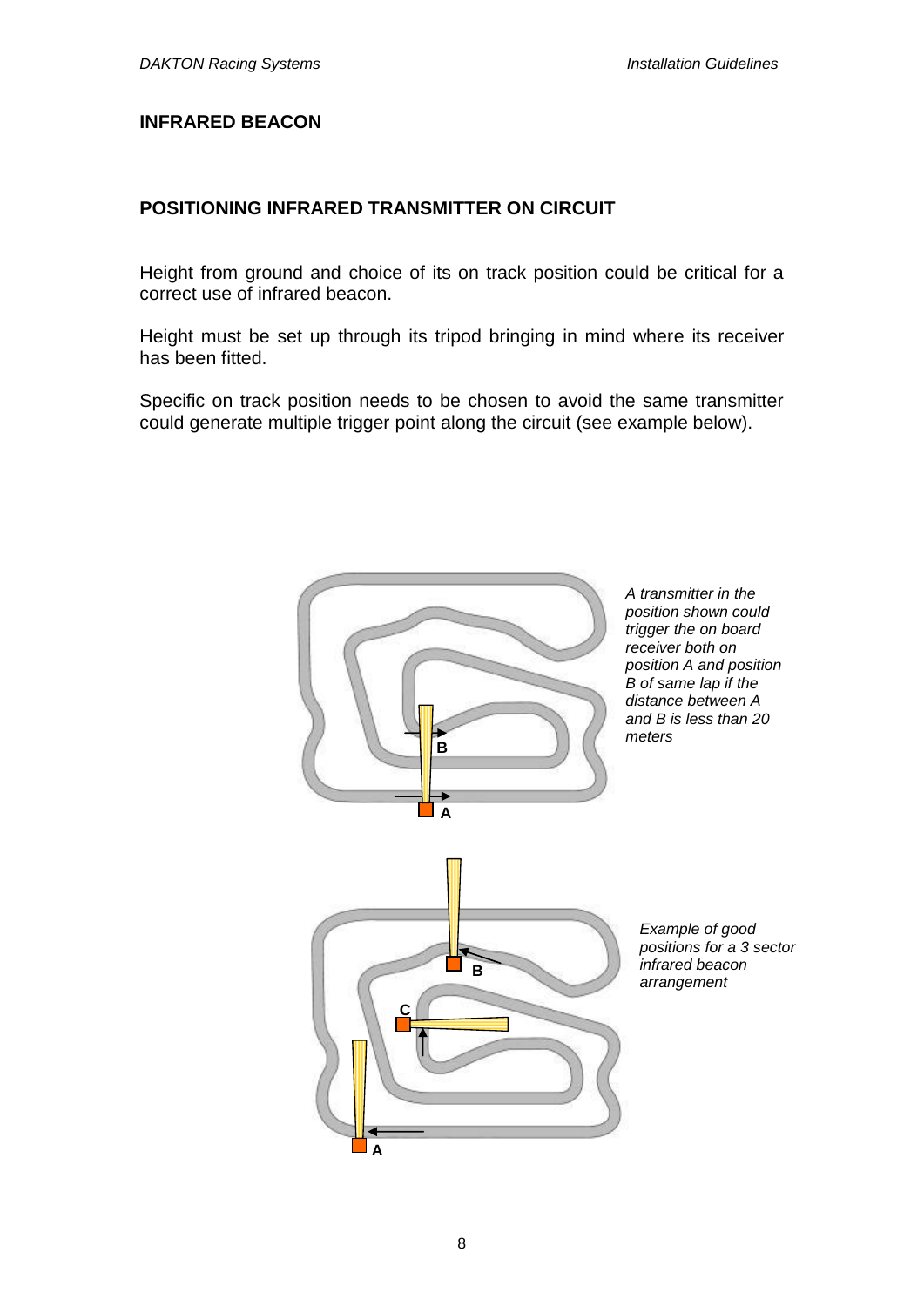## INFRARED BEACON

## POSITIONING INFRARED TRANSMITTER ON CIRCUIT

Height from ground and choice of its on track position could be critical for a correct use of infrared beacon.

Height must be set up through its tripod bringing in mind where its receiver has been fitted.

Specific on track position needs to be chosen to avoid the same transmitter could generate multiple trigger point along the circuit (see example below).

*A transmitter in the position shown could trigger the on board receiver both on position A and position B of same lap if the distance between A and B is less than 20 meters*

*Example of good positions for a 3 sector infrared beacon arrangement*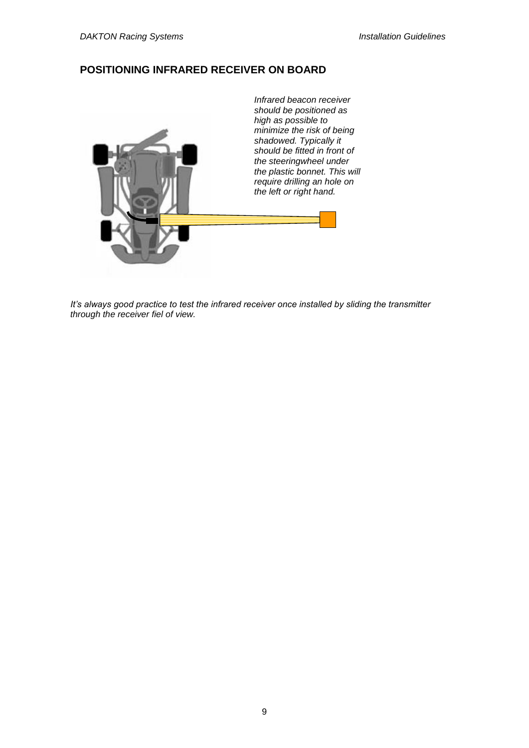## POSITIONING INFRARED RECEIVER ON BOARD

*Infrared beacon receiver should be positioned as high as possible to minimize the risk of being shadowed. Typically it should be fitted in front of the steeringwheel under the plastic bonnet. This will require drilling an hole on the left or right hand.*

*It's always good practice to test the infrared receiver once installed by sliding the transmitter through the receiver fiel of view.*